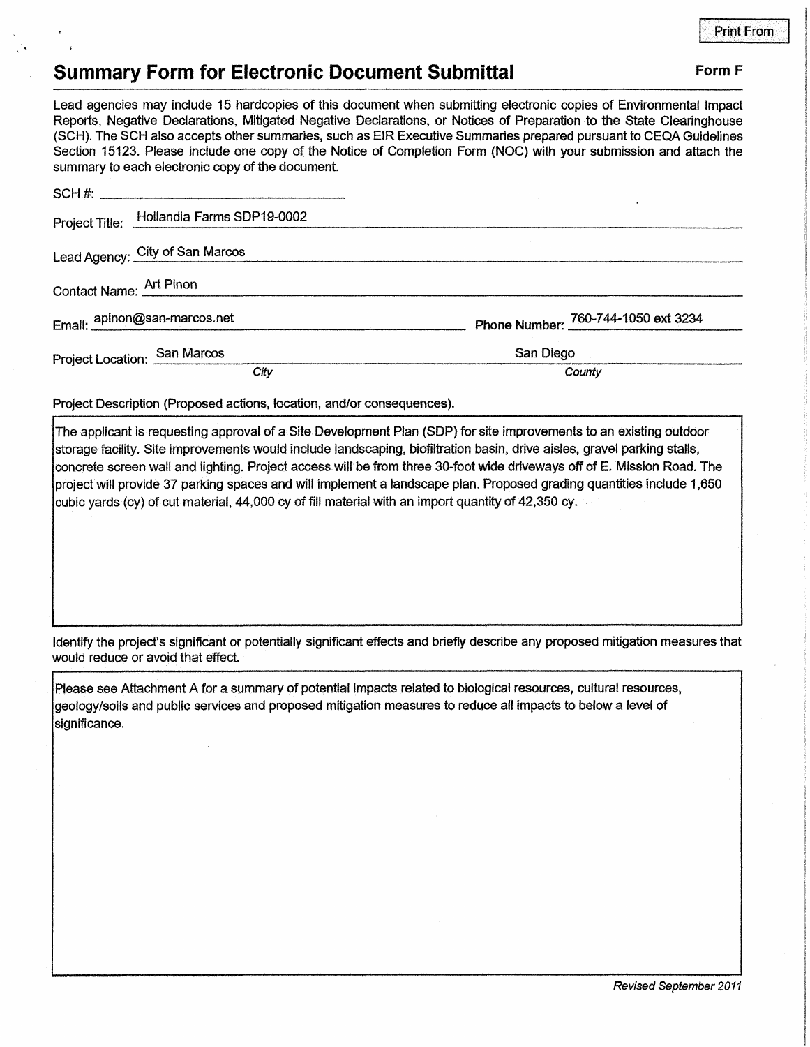Print From

# Summary Form for Electronic Document Submittal

**Form F**

Lead agencies may include 15 hardcopies of this document when submitting electronic copies of Environmental Impact Reports, Negative Declarations, Mitigated Negative Declarations, or Notices of Preparation to the State Clearinghouse (SCH). The SCH also accepts other summaries, such as EIR Executive Summaries prepared pursuant to CEQA Guidelines Section 15123. Please include one copy of the Notice of Completion Form (NOC) with your submission and attach the summary to each electronic copy of the document.

SCH #: ______________________

Project Title: Hollandia Farms SDP19-0002

Lead Agency: City of San Marcos

Contact Name: Art Pinon

Email: apinon@san-marcos.net

Phone Number: 760-744-1050 ext 3234

Project Location: San Marcos (*City*), San Diego (*County*)

Project Description (Proposed actions, location, and/or consequences).

The applicant is requesting approval of a Site Development Plan (SDP) for site improvements to an existing outdoor storage facility. Site improvements would include landscaping, biofiltration basin, drive aisles, gravel parking stalls, concrete screen wall and lighting. Project access will be from three 30-foot wide driveways off of E. Mission Road. The project will provide 37 parking spaces and will implement a landscape plan. Proposed grading quantities include 1,650 cubic yards (cy) of cut material, 44,000 cy of fill material with an import quantity of 42,350 cy.

Identify the project's significant or potentially significant effects and briefly describe any proposed mitigation measures that would reduce or avoid that effect.

Please see Attachment A for a summary of potential impacts related to biological resources, cultural resources, geology/soils and public services and proposed mitigation measures to reduce all impacts to below a level of significance.

*Revised September 2011*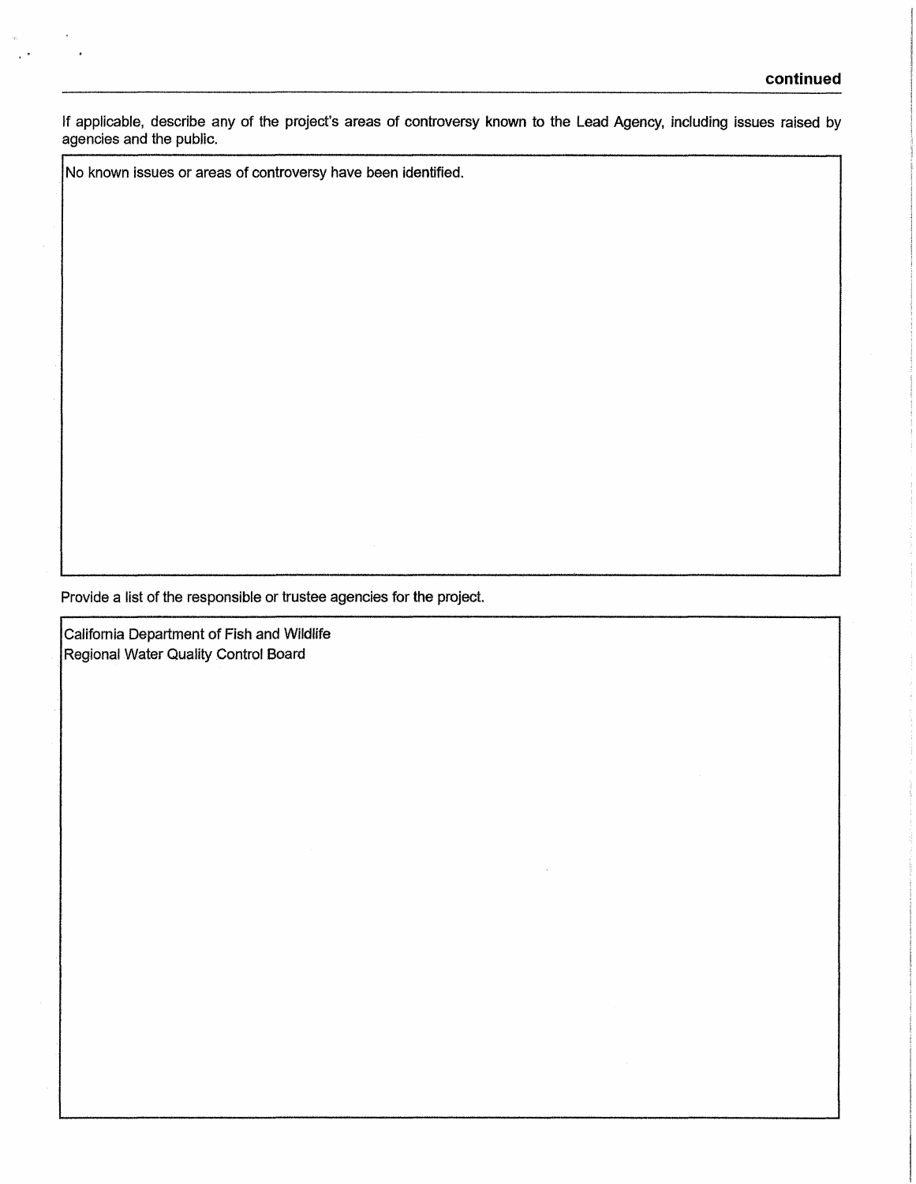**continued**

If applicable, describe any of the project's areas of controversy known to the Lead Agency, including issues raised by agencies and the public.

No known issues or areas of controversy have been identified.

Provide a list of the responsible or trustee agencies for the project.

California Department of Fish and Wildlife
Regional Water Quality Control Board